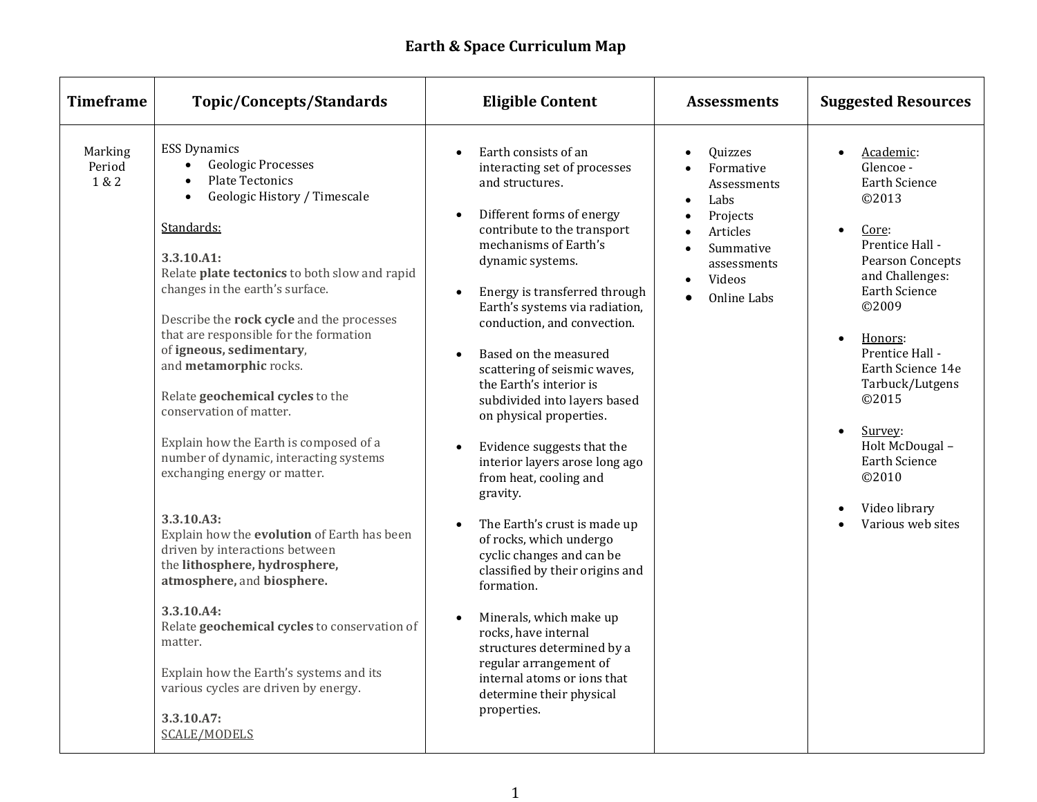# Earth & Space Curriculum Map

| Timeframe | Topic/Concepts/Standards | Eligible Content | Assessments | Suggested Resources |
|---|---|---|---|---|
| Marking Period 1 & 2 | ESS Dynamics<br>• Geologic Processes<br>• Plate Tectonics<br>• Geologic History / Timescale<br><br><u>Standards:</u><br><br>**3.3.10.A1:**<br>Relate **plate tectonics** to both slow and rapid changes in the earth's surface.<br><br>Describe the **rock cycle** and the processes that are responsible for the formation of **igneous, sedimentary**, and **metamorphic** rocks.<br><br>Relate **geochemical cycles** to the conservation of matter.<br><br>Explain how the Earth is composed of a number of dynamic, interacting systems exchanging energy or matter.<br><br>**3.3.10.A3:**<br>Explain how the **evolution** of Earth has been driven by interactions between the **lithosphere, hydrosphere, atmosphere,** and **biosphere.**<br><br>**3.3.10.A4:**<br>Relate **geochemical cycles** to conservation of matter.<br><br>Explain how the Earth's systems and its various cycles are driven by energy.<br><br>**3.3.10.A7:**<br><u>SCALE/MODELS</u> | • Earth consists of an interacting set of processes and structures.<br><br>• Different forms of energy contribute to the transport mechanisms of Earth's dynamic systems.<br><br>• Energy is transferred through Earth's systems via radiation, conduction, and convection.<br><br>• Based on the measured scattering of seismic waves, the Earth's interior is subdivided into layers based on physical properties.<br><br>• Evidence suggests that the interior layers arose long ago from heat, cooling and gravity.<br><br>• The Earth's crust is made up of rocks, which undergo cyclic changes and can be classified by their origins and formation.<br><br>• Minerals, which make up rocks, have internal structures determined by a regular arrangement of internal atoms or ions that determine their physical properties. | • Quizzes<br>• Formative Assessments<br>• Labs<br>• Projects<br>• Articles<br>• Summative assessments<br>• Videos<br>• Online Labs | • <u>Academic</u>: Glencoe - Earth Science ©2013<br><br>• <u>Core</u>: Prentice Hall - Pearson Concepts and Challenges: Earth Science ©2009<br><br>• <u>Honors</u>: Prentice Hall - Earth Science 14e Tarbuck/Lutgens ©2015<br><br>• <u>Survey</u>: Holt McDougal – Earth Science ©2010<br><br>• Video library<br>• Various web sites |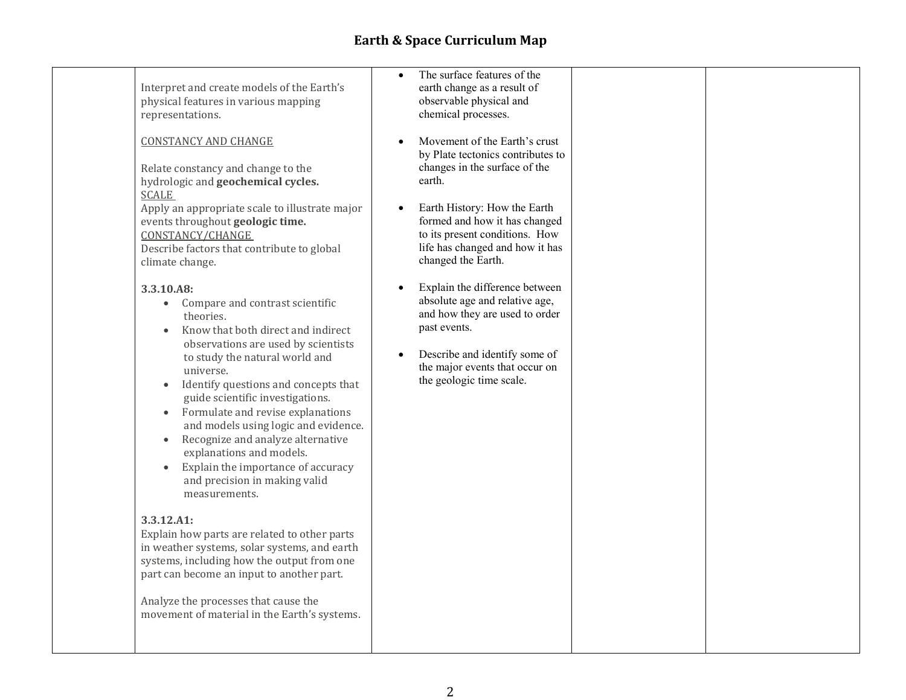# Earth & Space Curriculum Map

| | | | | |
|---|---|---|---|---|
| | Interpret and create models of the Earth's physical features in various mapping representations.<br><br><u>CONSTANCY AND CHANGE</u><br><br>Relate constancy and change to the hydrologic and **geochemical cycles.**<br><u>SCALE</u><br>Apply an appropriate scale to illustrate major events throughout **geologic time.**<br><u>CONSTANCY/CHANGE</u><br>Describe factors that contribute to global climate change.<br><br>**3.3.10.A8:**<br>• Compare and contrast scientific theories.<br>• Know that both direct and indirect observations are used by scientists to study the natural world and universe.<br>• Identify questions and concepts that guide scientific investigations.<br>• Formulate and revise explanations and models using logic and evidence.<br>• Recognize and analyze alternative explanations and models.<br>• Explain the importance of accuracy and precision in making valid measurements.<br><br>**3.3.12.A1:**<br>Explain how parts are related to other parts in weather systems, solar systems, and earth systems, including how the output from one part can become an input to another part.<br><br>Analyze the processes that cause the movement of material in the Earth's systems. | • The surface features of the earth change as a result of observable physical and chemical processes.<br><br>• Movement of the Earth's crust by Plate tectonics contributes to changes in the surface of the earth.<br><br>• Earth History: How the Earth formed and how it has changed to its present conditions. How life has changed and how it has changed the Earth.<br><br>• Explain the difference between absolute age and relative age, and how they are used to order past events.<br><br>• Describe and identify some of the major events that occur on the geologic time scale. | | |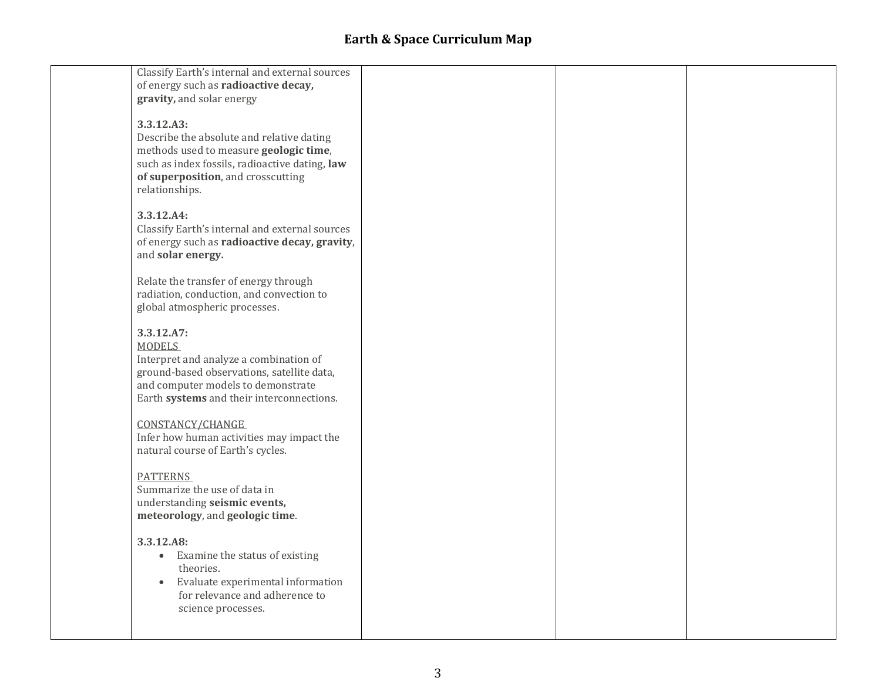# Earth & Space Curriculum Map

| | | | | |
|---|---|---|---|---|
| | Classify Earth's internal and external sources of energy such as **radioactive decay, gravity,** and solar energy<br><br>**3.3.12.A3:**<br>Describe the absolute and relative dating methods used to measure **geologic time**, such as index fossils, radioactive dating, **law of superposition**, and crosscutting relationships.<br><br>**3.3.12.A4:**<br>Classify Earth's internal and external sources of energy such as **radioactive decay, gravity**, and **solar energy.**<br><br>Relate the transfer of energy through radiation, conduction, and convection to global atmospheric processes.<br><br>**3.3.12.A7:**<br><u>MODELS</u><br>Interpret and analyze a combination of ground-based observations, satellite data, and computer models to demonstrate Earth **systems** and their interconnections.<br><br><u>CONSTANCY/CHANGE</u><br>Infer how human activities may impact the natural course of Earth's cycles.<br><br><u>PATTERNS</u><br>Summarize the use of data in understanding **seismic events, meteorology**, and **geologic time**.<br><br>**3.3.12.A8:**<br>• Examine the status of existing theories.<br>• Evaluate experimental information for relevance and adherence to science processes. | | | |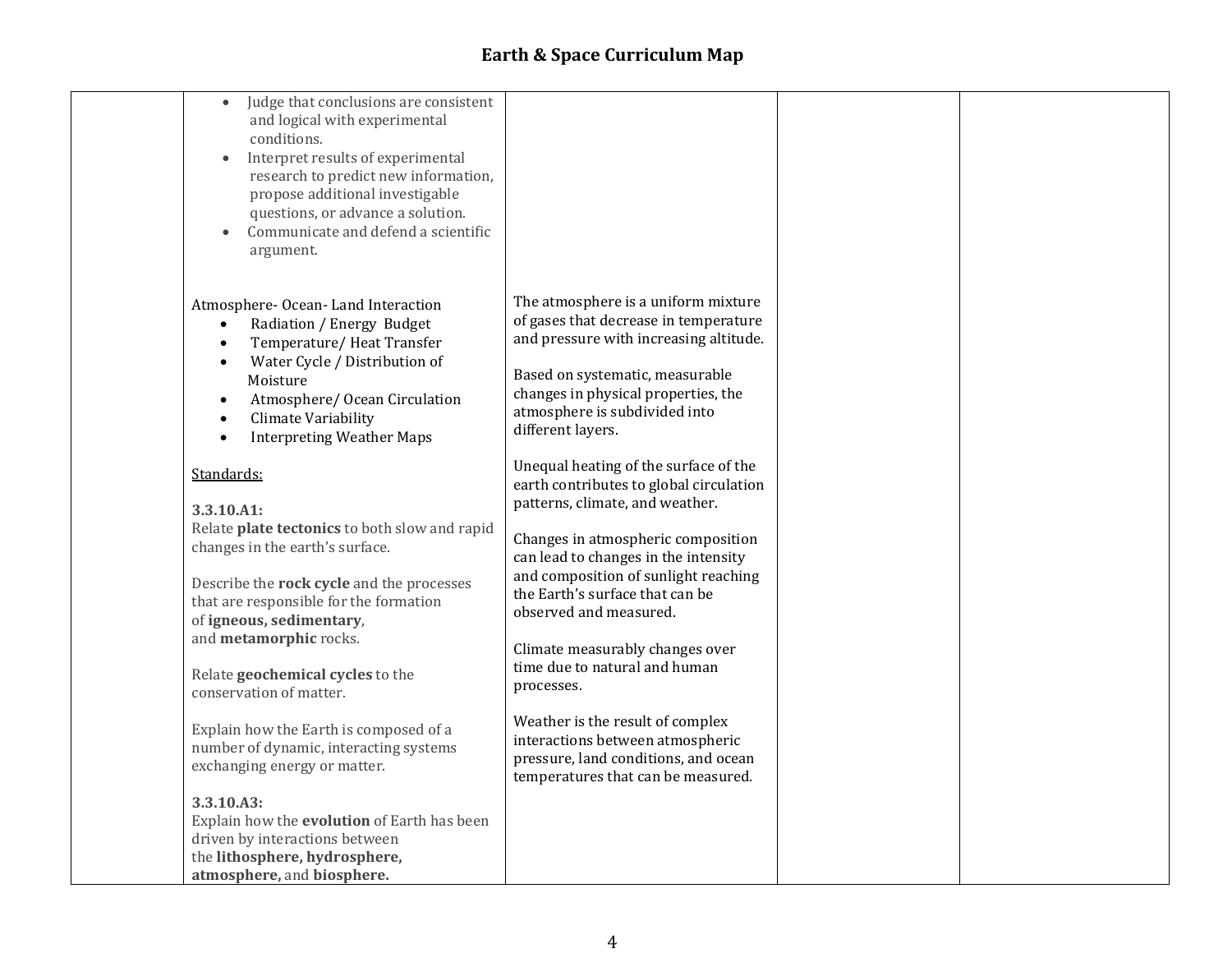# Earth & Space Curriculum Map

| | | | | |
|---|---|---|---|---|
| | • Judge that conclusions are consistent and logical with experimental conditions.<br>• Interpret results of experimental research to predict new information, propose additional investigable questions, or advance a solution.<br>• Communicate and defend a scientific argument.<br><br>Atmosphere- Ocean- Land Interaction<br>• Radiation / Energy Budget<br>• Temperature/ Heat Transfer<br>• Water Cycle / Distribution of Moisture<br>• Atmosphere/ Ocean Circulation<br>• Climate Variability<br>• Interpreting Weather Maps<br><br>Standards:<br><br>**3.3.10.A1:**<br>Relate **plate tectonics** to both slow and rapid changes in the earth's surface.<br><br>Describe the **rock cycle** and the processes that are responsible for the formation of **igneous, sedimentary**, and **metamorphic** rocks.<br><br>Relate **geochemical cycles** to the conservation of matter.<br><br>Explain how the Earth is composed of a number of dynamic, interacting systems exchanging energy or matter.<br><br>**3.3.10.A3:**<br>Explain how the **evolution** of Earth has been driven by interactions between the **lithosphere, hydrosphere, atmosphere,** and **biosphere.** | The atmosphere is a uniform mixture of gases that decrease in temperature and pressure with increasing altitude.<br><br>Based on systematic, measurable changes in physical properties, the atmosphere is subdivided into different layers.<br><br>Unequal heating of the surface of the earth contributes to global circulation patterns, climate, and weather.<br><br>Changes in atmospheric composition can lead to changes in the intensity and composition of sunlight reaching the Earth's surface that can be observed and measured.<br><br>Climate measurably changes over time due to natural and human processes.<br><br>Weather is the result of complex interactions between atmospheric pressure, land conditions, and ocean temperatures that can be measured. | | |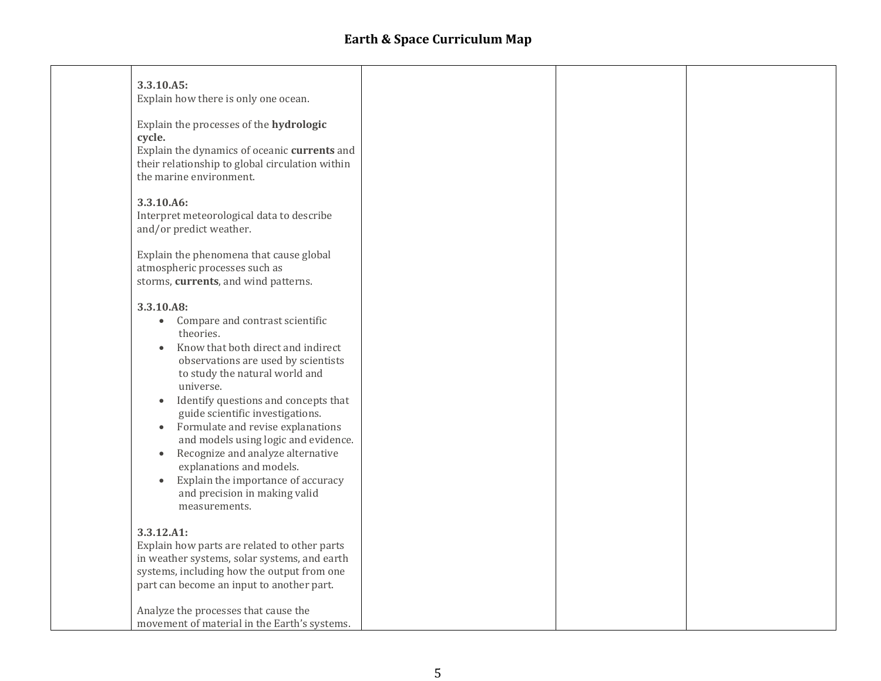## Earth & Space Curriculum Map

| | | | | |
|---|---|---|---|---|
| | **3.3.10.A5:**<br>Explain how there is only one ocean.<br><br>Explain the processes of the **hydrologic cycle.**<br>Explain the dynamics of oceanic **currents** and their relationship to global circulation within the marine environment.<br><br>**3.3.10.A6:**<br>Interpret meteorological data to describe and/or predict weather.<br><br>Explain the phenomena that cause global atmospheric processes such as storms, **currents**, and wind patterns.<br><br>**3.3.10.A8:**<br>• Compare and contrast scientific theories.<br>• Know that both direct and indirect observations are used by scientists to study the natural world and universe.<br>• Identify questions and concepts that guide scientific investigations.<br>• Formulate and revise explanations and models using logic and evidence.<br>• Recognize and analyze alternative explanations and models.<br>• Explain the importance of accuracy and precision in making valid measurements.<br><br>**3.3.12.A1:**<br>Explain how parts are related to other parts in weather systems, solar systems, and earth systems, including how the output from one part can become an input to another part.<br><br>Analyze the processes that cause the movement of material in the Earth's systems. | | | |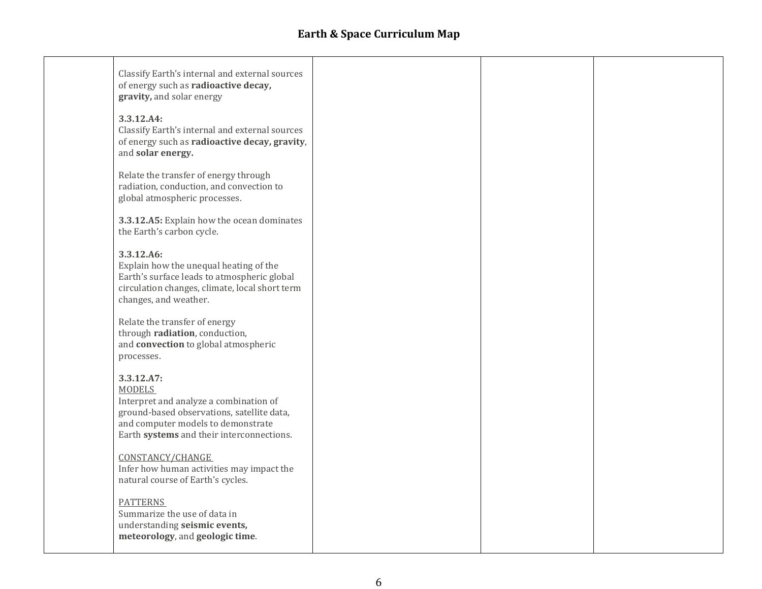# Earth & Space Curriculum Map

| | | | | |
|---|---|---|---|---|
| | Classify Earth's internal and external sources of energy such as **radioactive decay, gravity,** and solar energy<br><br>**3.3.12.A4:**<br>Classify Earth's internal and external sources of energy such as **radioactive decay, gravity**, and **solar energy.**<br><br>Relate the transfer of energy through radiation, conduction, and convection to global atmospheric processes.<br><br>**3.3.12.A5:** Explain how the ocean dominates the Earth's carbon cycle.<br><br>**3.3.12.A6:**<br>Explain how the unequal heating of the Earth's surface leads to atmospheric global circulation changes, climate, local short term changes, and weather.<br><br>Relate the transfer of energy through **radiation**, conduction, and **convection** to global atmospheric processes.<br><br>**3.3.12.A7:**<br><u>MODELS</u><br>Interpret and analyze a combination of ground-based observations, satellite data, and computer models to demonstrate Earth **systems** and their interconnections.<br><br><u>CONSTANCY/CHANGE</u><br>Infer how human activities may impact the natural course of Earth's cycles.<br><br><u>PATTERNS</u><br>Summarize the use of data in understanding **seismic events, meteorology**, and **geologic time**. | | | |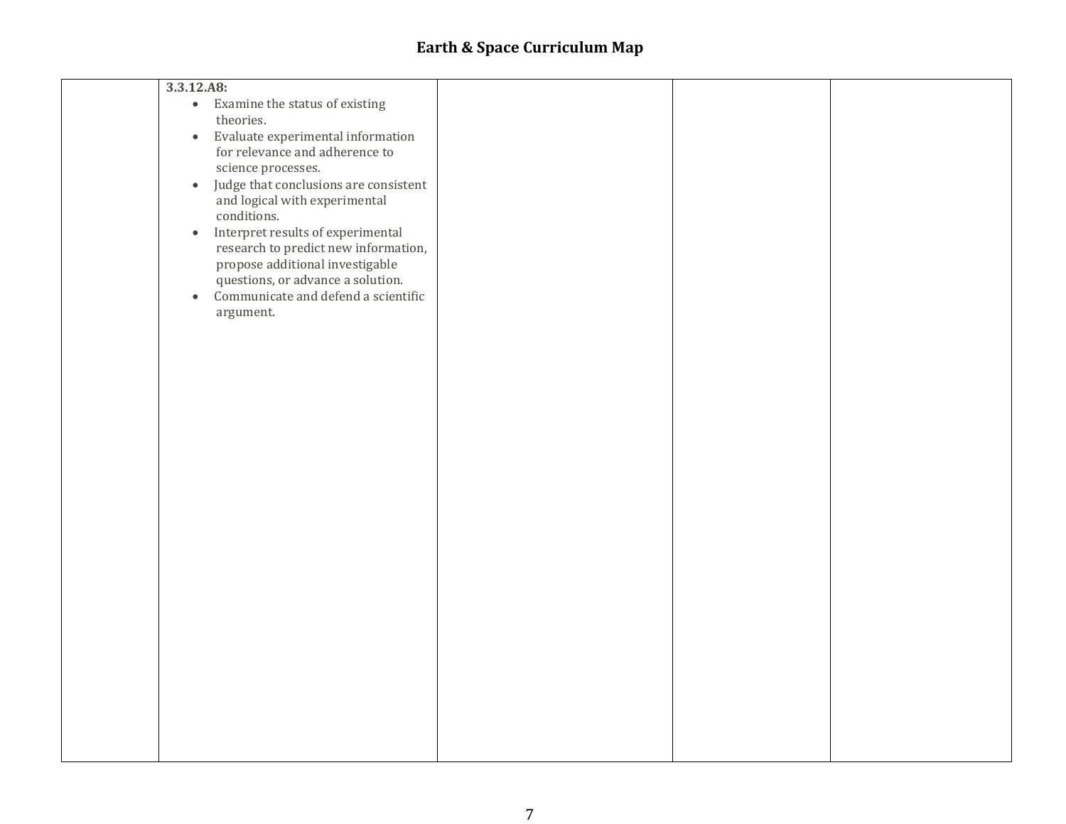| | | | | |
|---|---|---|---|---|
| | **3.3.12.A8:**<br>• Examine the status of existing theories.<br>• Evaluate experimental information for relevance and adherence to science processes.<br>• Judge that conclusions are consistent and logical with experimental conditions.<br>• Interpret results of experimental research to predict new information, propose additional investigable questions, or advance a solution.<br>• Communicate and defend a scientific argument. | | | |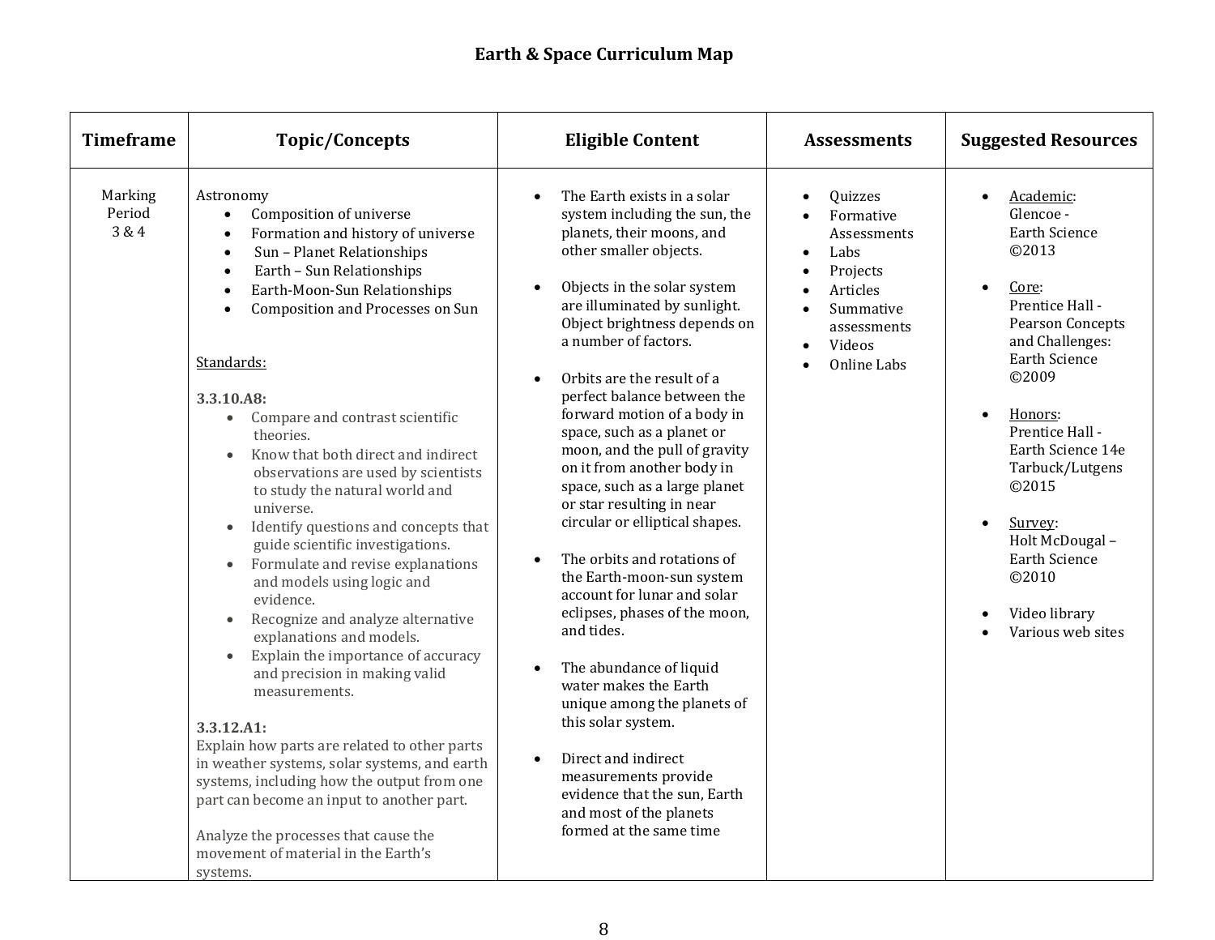# Earth & Space Curriculum Map

| Timeframe | Topic/Concepts | Eligible Content | Assessments | Suggested Resources |
|---|---|---|---|---|
| Marking Period 3 & 4 | Astronomy<br>• Composition of universe<br>• Formation and history of universe<br>• Sun – Planet Relationships<br>• Earth – Sun Relationships<br>• Earth-Moon-Sun Relationships<br>• Composition and Processes on Sun<br><br>Standards:<br><br>**3.3.10.A8:**<br>• Compare and contrast scientific theories.<br>• Know that both direct and indirect observations are used by scientists to study the natural world and universe.<br>• Identify questions and concepts that guide scientific investigations.<br>• Formulate and revise explanations and models using logic and evidence.<br>• Recognize and analyze alternative explanations and models.<br>• Explain the importance of accuracy and precision in making valid measurements.<br><br>**3.3.12.A1:**<br>Explain how parts are related to other parts in weather systems, solar systems, and earth systems, including how the output from one part can become an input to another part.<br><br>Analyze the processes that cause the movement of material in the Earth's systems. | • The Earth exists in a solar system including the sun, the planets, their moons, and other smaller objects.<br><br>• Objects in the solar system are illuminated by sunlight. Object brightness depends on a number of factors.<br><br>• Orbits are the result of a perfect balance between the forward motion of a body in space, such as a planet or moon, and the pull of gravity on it from another body in space, such as a large planet or star resulting in near circular or elliptical shapes.<br><br>• The orbits and rotations of the Earth-moon-sun system account for lunar and solar eclipses, phases of the moon, and tides.<br><br>• The abundance of liquid water makes the Earth unique among the planets of this solar system.<br><br>• Direct and indirect measurements provide evidence that the sun, Earth and most of the planets formed at the same time | • Quizzes<br>• Formative Assessments<br>• Labs<br>• Projects<br>• Articles<br>• Summative assessments<br>• Videos<br>• Online Labs | • Academic: Glencoe - Earth Science ©2013<br><br>• Core: Prentice Hall - Pearson Concepts and Challenges: Earth Science ©2009<br><br>• Honors: Prentice Hall - Earth Science 14e Tarbuck/Lutgens ©2015<br><br>• Survey: Holt McDougal – Earth Science ©2010<br><br>• Video library<br>• Various web sites |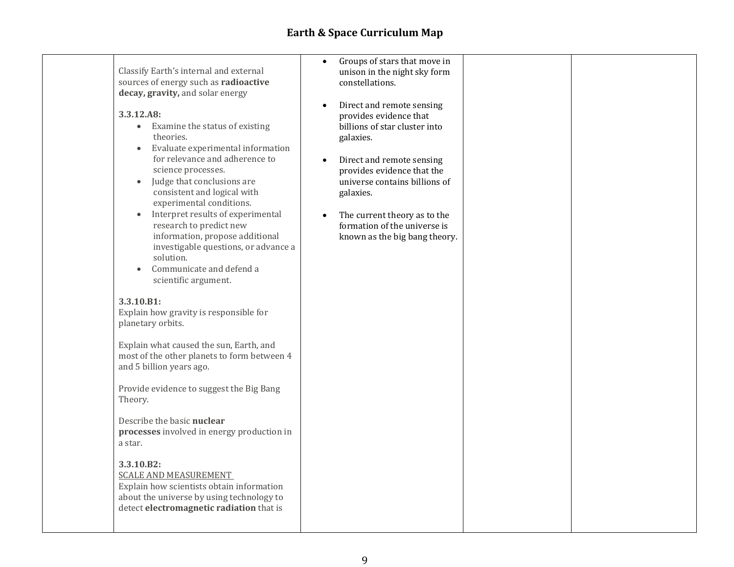## Earth & Space Curriculum Map

| | | | | |
|---|---|---|---|---|
| | Classify Earth's internal and external sources of energy such as **radioactive decay, gravity,** and solar energy<br><br>**3.3.12.A8:**<br>• Examine the status of existing theories.<br>• Evaluate experimental information for relevance and adherence to science processes.<br>• Judge that conclusions are consistent and logical with experimental conditions.<br>• Interpret results of experimental research to predict new information, propose additional investigable questions, or advance a solution.<br>• Communicate and defend a scientific argument.<br><br>**3.3.10.B1:**<br>Explain how gravity is responsible for planetary orbits.<br><br>Explain what caused the sun, Earth, and most of the other planets to form between 4 and 5 billion years ago.<br><br>Provide evidence to suggest the Big Bang Theory.<br><br>Describe the basic **nuclear processes** involved in energy production in a star.<br><br>**3.3.10.B2:**<br>SCALE AND MEASUREMENT<br>Explain how scientists obtain information about the universe by using technology to detect **electromagnetic radiation** that is | • Groups of stars that move in unison in the night sky form constellations.<br><br>• Direct and remote sensing provides evidence that billions of star cluster into galaxies.<br><br>• Direct and remote sensing provides evidence that the universe contains billions of galaxies.<br><br>• The current theory as to the formation of the universe is known as the big bang theory. | | |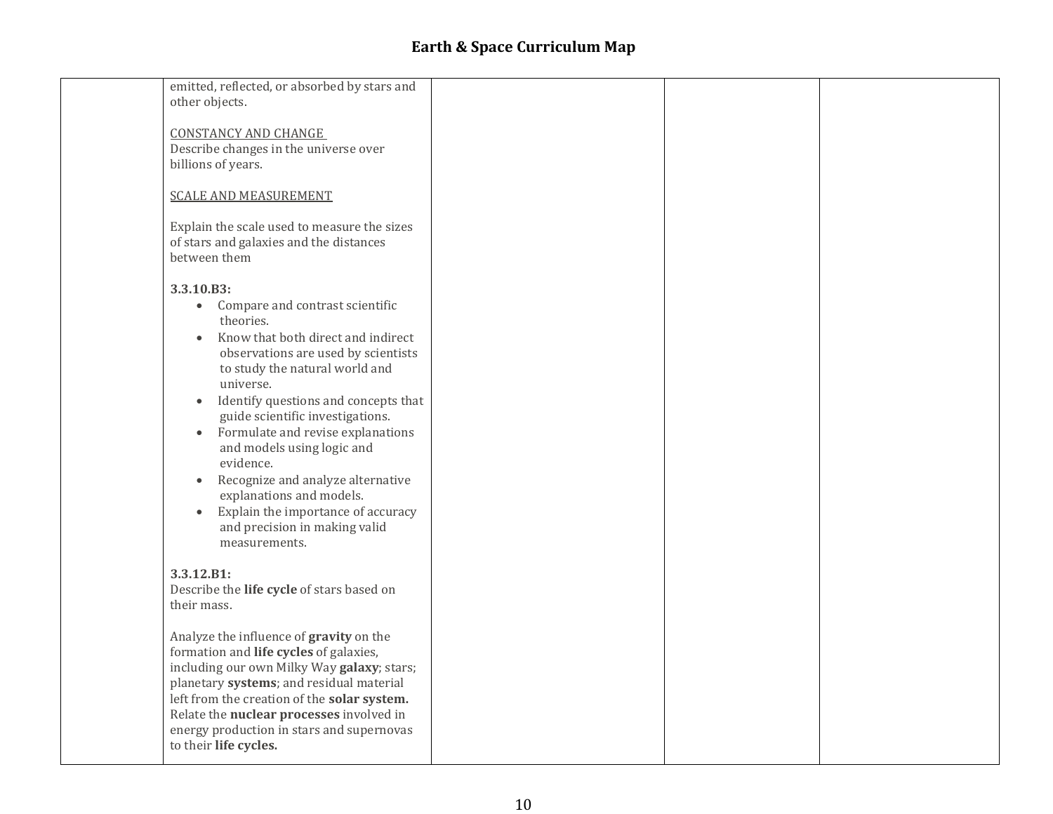| | | | | |
|---|---|---|---|---|
| | emitted, reflected, or absorbed by stars and other objects.<br><br><u>CONSTANCY AND CHANGE</u><br>Describe changes in the universe over billions of years.<br><br><u>SCALE AND MEASUREMENT</u><br><br>Explain the scale used to measure the sizes of stars and galaxies and the distances between them<br><br>**3.3.10.B3:**<br>• Compare and contrast scientific theories.<br>• Know that both direct and indirect observations are used by scientists to study the natural world and universe.<br>• Identify questions and concepts that guide scientific investigations.<br>• Formulate and revise explanations and models using logic and evidence.<br>• Recognize and analyze alternative explanations and models.<br>• Explain the importance of accuracy and precision in making valid measurements.<br><br>**3.3.12.B1:**<br>Describe the **life cycle** of stars based on their mass.<br><br>Analyze the influence of **gravity** on the formation and **life cycles** of galaxies, including our own Milky Way **galaxy**; stars; planetary **systems**; and residual material left from the creation of the **solar system.** Relate the **nuclear processes** involved in energy production in stars and supernovas to their **life cycles.** | | | |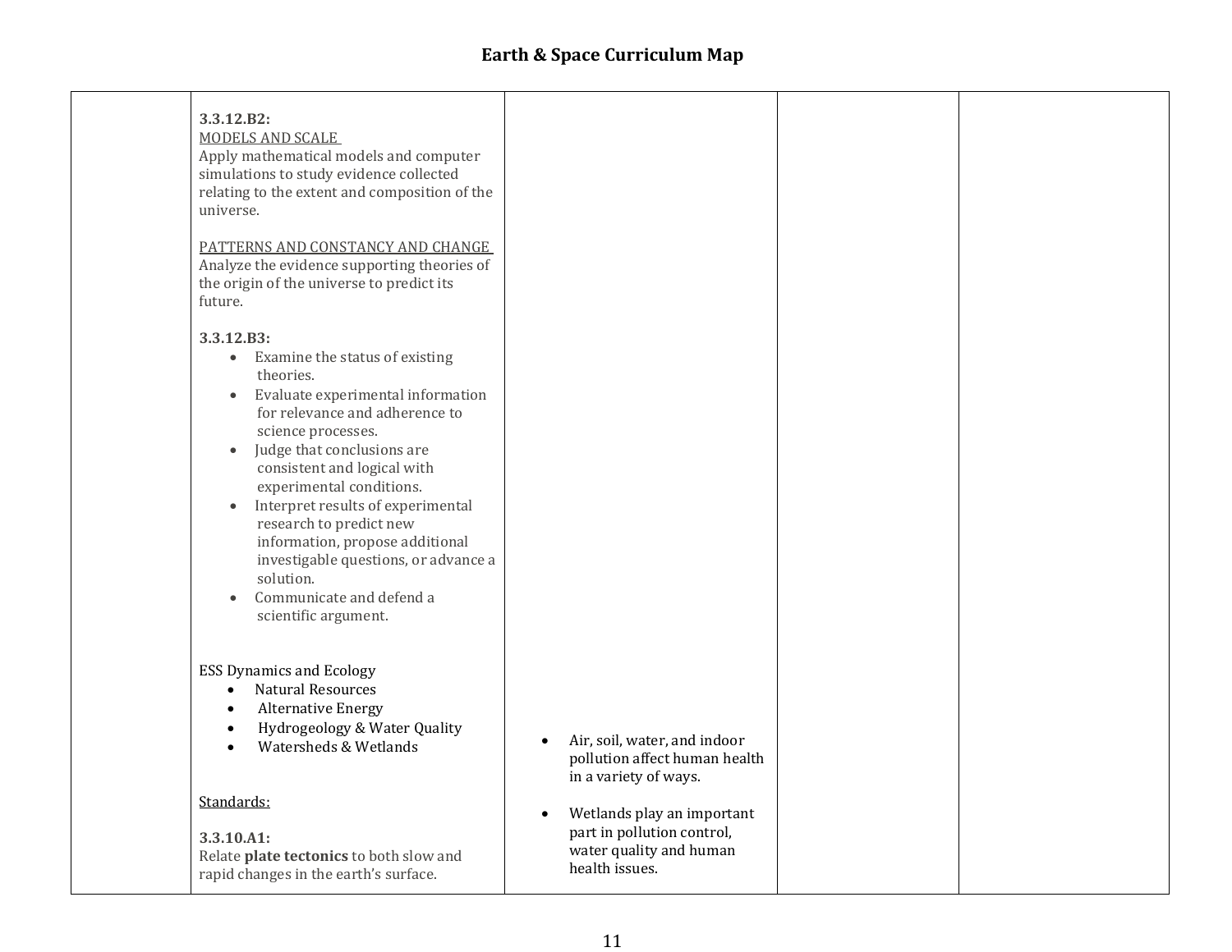# Earth & Space Curriculum Map

| | | | | |
|---|---|---|---|---|
| | **3.3.12.B2:**<br>MODELS AND SCALE<br>Apply mathematical models and computer simulations to study evidence collected relating to the extent and composition of the universe.<br><br>PATTERNS AND CONSTANCY AND CHANGE<br>Analyze the evidence supporting theories of the origin of the universe to predict its future.<br><br>**3.3.12.B3:**<br>• Examine the status of existing theories.<br>• Evaluate experimental information for relevance and adherence to science processes.<br>• Judge that conclusions are consistent and logical with experimental conditions.<br>• Interpret results of experimental research to predict new information, propose additional investigable questions, or advance a solution.<br>• Communicate and defend a scientific argument.<br><br>ESS Dynamics and Ecology<br>• Natural Resources<br>• Alternative Energy<br>• Hydrogeology & Water Quality<br>• Watersheds & Wetlands<br><br>Standards:<br><br>**3.3.10.A1:**<br>Relate **plate tectonics** to both slow and rapid changes in the earth's surface. | • Air, soil, water, and indoor pollution affect human health in a variety of ways.<br><br>• Wetlands play an important part in pollution control, water quality and human health issues. | | |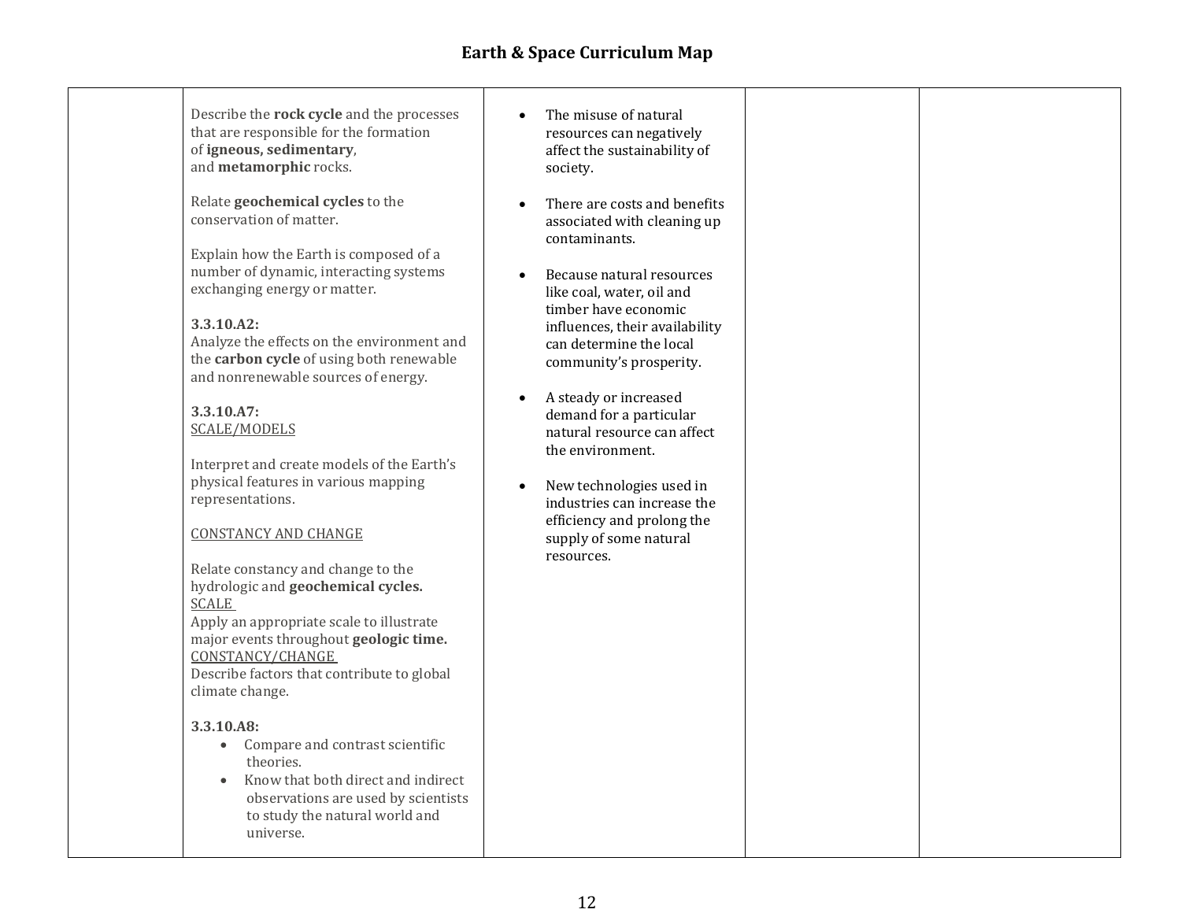## Earth & Space Curriculum Map

| | | | | |
|---|---|---|---|---|
| | Describe the **rock cycle** and the processes that are responsible for the formation of **igneous, sedimentary**, and **metamorphic** rocks.<br><br>Relate **geochemical cycles** to the conservation of matter.<br><br>Explain how the Earth is composed of a number of dynamic, interacting systems exchanging energy or matter.<br><br>**3.3.10.A2:**<br>Analyze the effects on the environment and the **carbon cycle** of using both renewable and nonrenewable sources of energy.<br><br>**3.3.10.A7:**<br><u>SCALE/MODELS</u><br><br>Interpret and create models of the Earth's physical features in various mapping representations.<br><br><u>CONSTANCY AND CHANGE</u><br><br>Relate constancy and change to the hydrologic and **geochemical cycles.**<br><u>SCALE</u><br>Apply an appropriate scale to illustrate major events throughout **geologic time.**<br><u>CONSTANCY/CHANGE</u><br>Describe factors that contribute to global climate change.<br><br>**3.3.10.A8:**<br>• Compare and contrast scientific theories.<br>• Know that both direct and indirect observations are used by scientists to study the natural world and universe. | • The misuse of natural resources can negatively affect the sustainability of society.<br><br>• There are costs and benefits associated with cleaning up contaminants.<br><br>• Because natural resources like coal, water, oil and timber have economic influences, their availability can determine the local community's prosperity.<br><br>• A steady or increased demand for a particular natural resource can affect the environment.<br><br>• New technologies used in industries can increase the efficiency and prolong the supply of some natural resources. | | |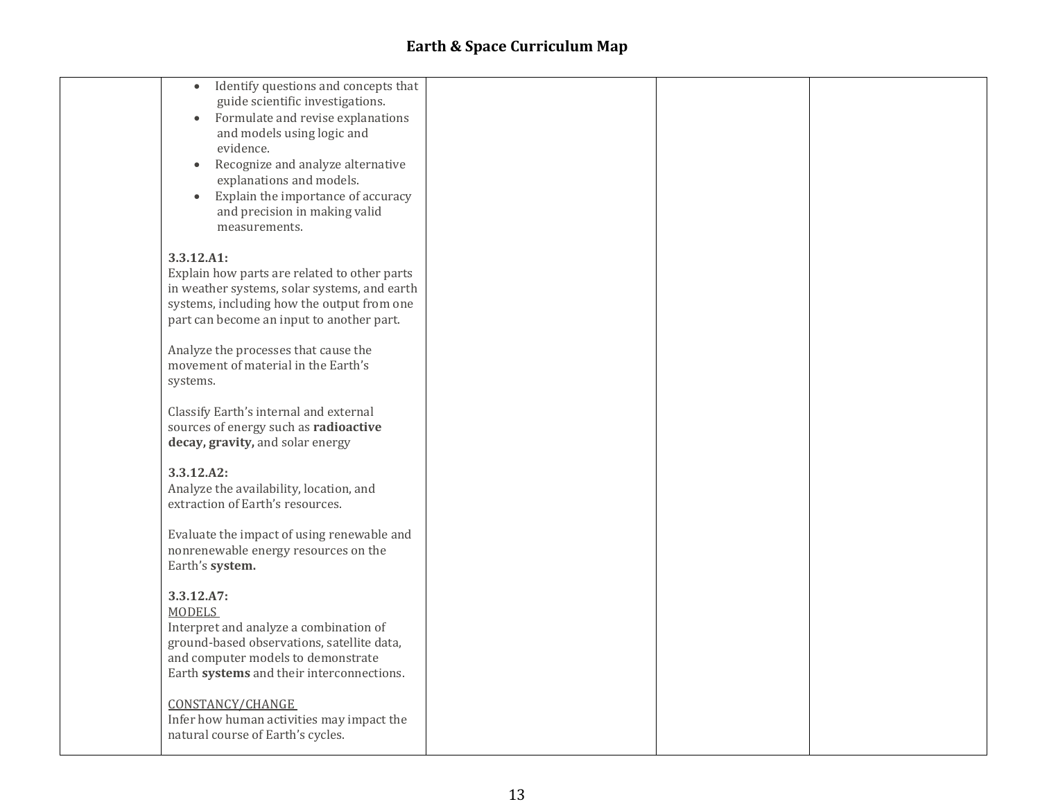# Earth & Space Curriculum Map

| | | | | |
|---|---|---|---|---|
| | • Identify questions and concepts that guide scientific investigations.<br>• Formulate and revise explanations and models using logic and evidence.<br>• Recognize and analyze alternative explanations and models.<br>• Explain the importance of accuracy and precision in making valid measurements.<br><br>**3.3.12.A1:**<br>Explain how parts are related to other parts in weather systems, solar systems, and earth systems, including how the output from one part can become an input to another part.<br><br>Analyze the processes that cause the movement of material in the Earth's systems.<br><br>Classify Earth's internal and external sources of energy such as **radioactive decay, gravity,** and solar energy<br><br>**3.3.12.A2:**<br>Analyze the availability, location, and extraction of Earth's resources.<br><br>Evaluate the impact of using renewable and nonrenewable energy resources on the Earth's **system.**<br><br>**3.3.12.A7:**<br>MODELS<br>Interpret and analyze a combination of ground-based observations, satellite data, and computer models to demonstrate Earth **systems** and their interconnections.<br><br>CONSTANCY/CHANGE<br>Infer how human activities may impact the natural course of Earth's cycles. | | | |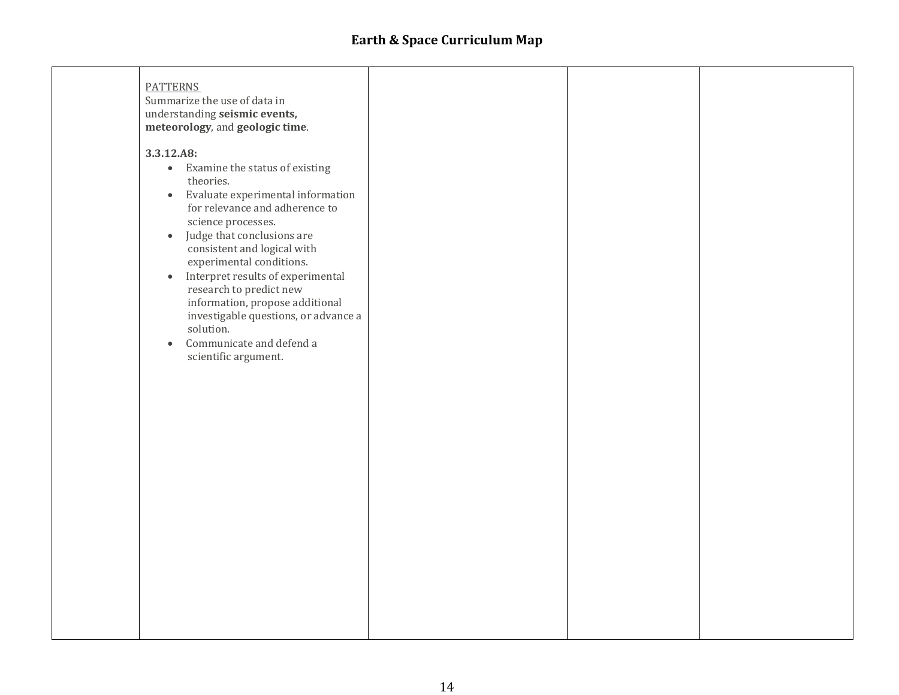| | | | | |
|---|---|---|---|---|
| | PATTERNS<br>Summarize the use of data in understanding **seismic events, meteorology**, and **geologic time**.<br><br>**3.3.12.A8:**<br>• Examine the status of existing theories.<br>• Evaluate experimental information for relevance and adherence to science processes.<br>• Judge that conclusions are consistent and logical with experimental conditions.<br>• Interpret results of experimental research to predict new information, propose additional investigable questions, or advance a solution.<br>• Communicate and defend a scientific argument. | | | |